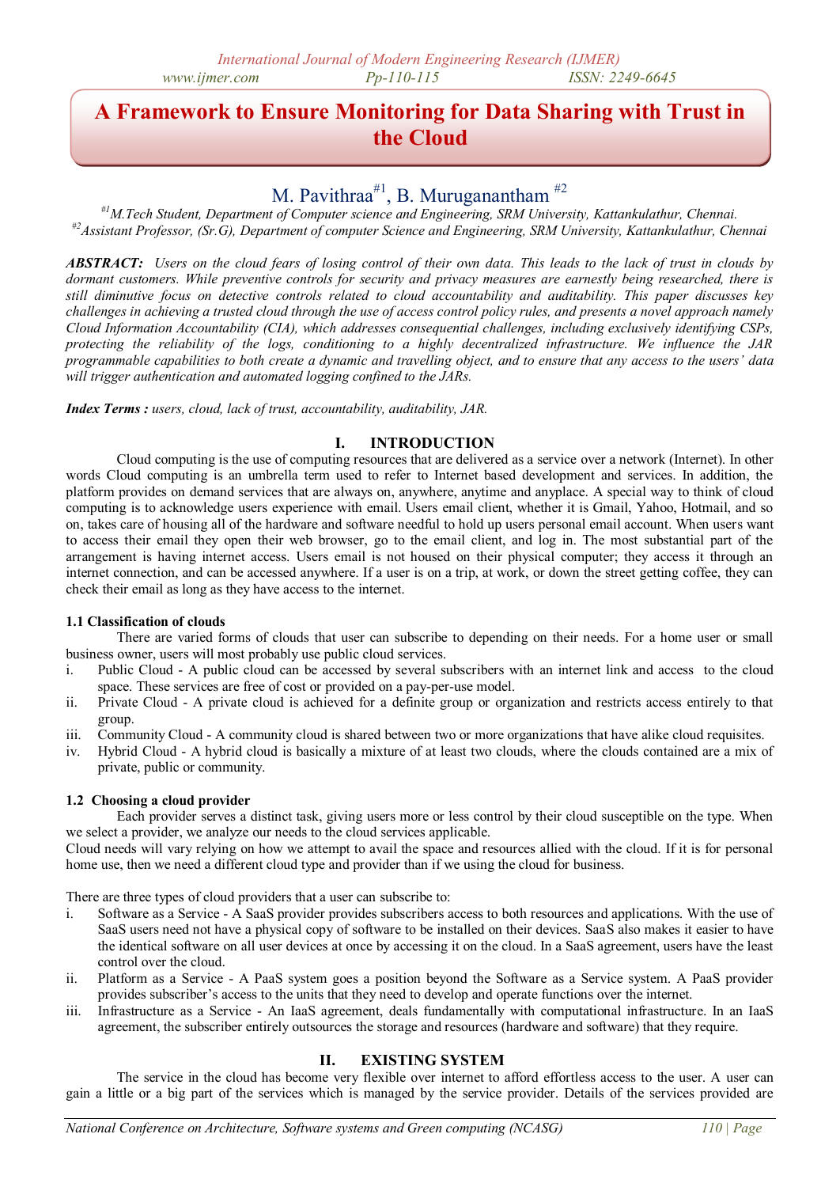# A Framework to Ensure Monitoring for Data Sharing with Trust in the Cloud

M. Pavithraa[#1], B. Muruganantham [#2]

[#1]M.Tech Student, Department of Computer science and Engineering, SRM University, Kattankulathur, Chennai.
[#2]Assistant Professor, (Sr.G), Department of computer Science and Engineering, SRM University, Kattankulathur, Chennai

***ABSTRACT:*** *Users on the cloud fears of losing control of their own data. This leads to the lack of trust in clouds by dormant customers. While preventive controls for security and privacy measures are earnestly being researched, there is still diminutive focus on detective controls related to cloud accountability and auditability. This paper discusses key challenges in achieving a trusted cloud through the use of access control policy rules, and presents a novel approach namely Cloud Information Accountability (CIA), which addresses consequential challenges, including exclusively identifying CSPs, protecting the reliability of the logs, conditioning to a highly decentralized infrastructure. We influence the JAR programmable capabilities to both create a dynamic and travelling object, and to ensure that any access to the users' data will trigger authentication and automated logging confined to the JARs.*

***Index Terms :*** *users, cloud, lack of trust, accountability, auditability, JAR.*

## I. INTRODUCTION

Cloud computing is the use of computing resources that are delivered as a service over a network (Internet). In other words Cloud computing is an umbrella term used to refer to Internet based development and services. In addition, the platform provides on demand services that are always on, anywhere, anytime and anyplace. A special way to think of cloud computing is to acknowledge users experience with email. Users email client, whether it is Gmail, Yahoo, Hotmail, and so on, takes care of housing all of the hardware and software needful to hold up users personal email account. When users want to access their email they open their web browser, go to the email client, and log in. The most substantial part of the arrangement is having internet access. Users email is not housed on their physical computer; they access it through an internet connection, and can be accessed anywhere. If a user is on a trip, at work, or down the street getting coffee, they can check their email as long as they have access to the internet.

### 1.1 Classification of clouds

There are varied forms of clouds that user can subscribe to depending on their needs. For a home user or small business owner, users will most probably use public cloud services.

i. Public Cloud - A public cloud can be accessed by several subscribers with an internet link and access to the cloud space. These services are free of cost or provided on a pay-per-use model.
ii. Private Cloud - A private cloud is achieved for a definite group or organization and restricts access entirely to that group.
iii. Community Cloud - A community cloud is shared between two or more organizations that have alike cloud requisites.
iv. Hybrid Cloud - A hybrid cloud is basically a mixture of at least two clouds, where the clouds contained are a mix of private, public or community.

### 1.2 Choosing a cloud provider

Each provider serves a distinct task, giving users more or less control by their cloud susceptible on the type. When we select a provider, we analyze our needs to the cloud services applicable.
Cloud needs will vary relying on how we attempt to avail the space and resources allied with the cloud. If it is for personal home use, then we need a different cloud type and provider than if we using the cloud for business.

There are three types of cloud providers that a user can subscribe to:

i. Software as a Service - A SaaS provider provides subscribers access to both resources and applications. With the use of SaaS users need not have a physical copy of software to be installed on their devices. SaaS also makes it easier to have the identical software on all user devices at once by accessing it on the cloud. In a SaaS agreement, users have the least control over the cloud.
ii. Platform as a Service - A PaaS system goes a position beyond the Software as a Service system. A PaaS provider provides subscriber's access to the units that they need to develop and operate functions over the internet.
iii. Infrastructure as a Service - An IaaS agreement, deals fundamentally with computational infrastructure. In an IaaS agreement, the subscriber entirely outsources the storage and resources (hardware and software) that they require.

## II. EXISTING SYSTEM

The service in the cloud has become very flexible over internet to afford effortless access to the user. A user can gain a little or a big part of the services which is managed by the service provider. Details of the services provided are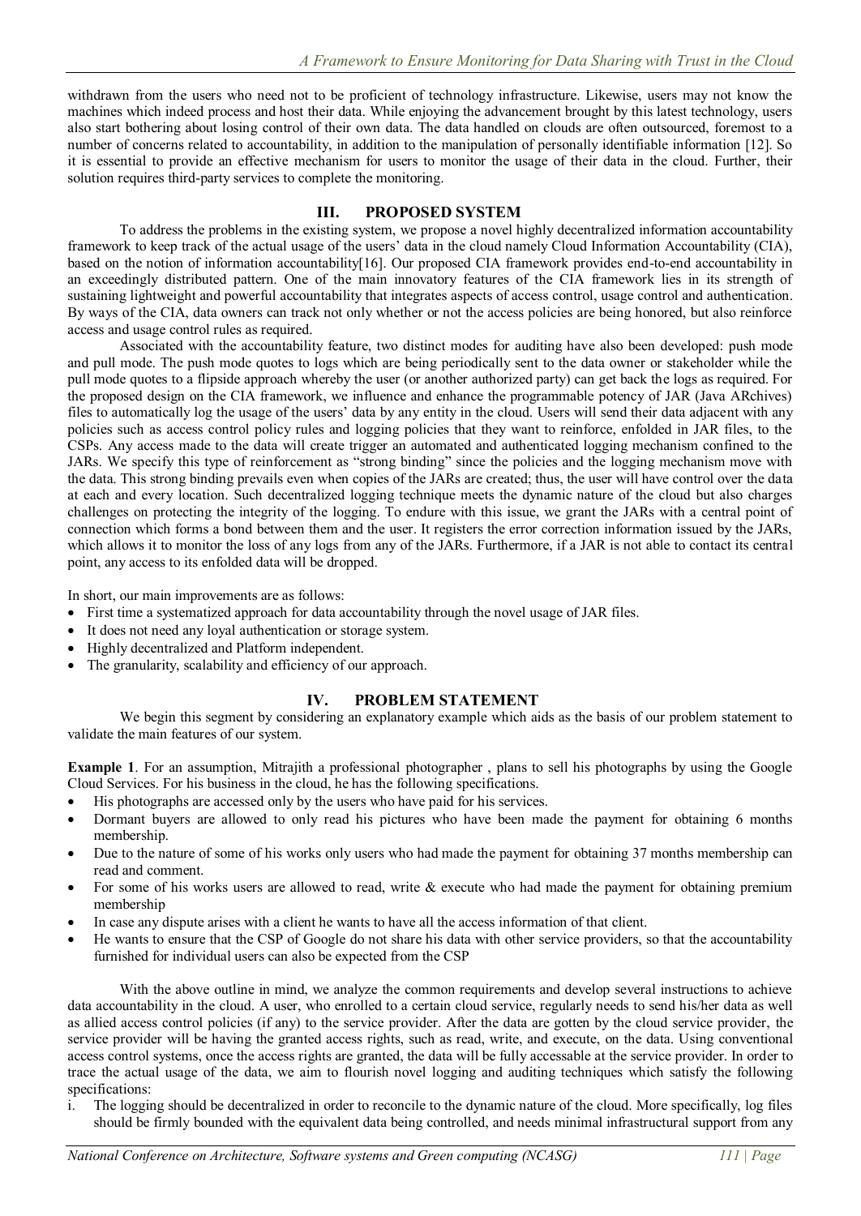withdrawn from the users who need not to be proficient of technology infrastructure. Likewise, users may not know the machines which indeed process and host their data. While enjoying the advancement brought by this latest technology, users also start bothering about losing control of their own data. The data handled on clouds are often outsourced, foremost to a number of concerns related to accountability, in addition to the manipulation of personally identifiable information [12]. So it is essential to provide an effective mechanism for users to monitor the usage of their data in the cloud. Further, their solution requires third-party services to complete the monitoring.

## III. PROPOSED SYSTEM

To address the problems in the existing system, we propose a novel highly decentralized information accountability framework to keep track of the actual usage of the users' data in the cloud namely Cloud Information Accountability (CIA), based on the notion of information accountability[16]. Our proposed CIA framework provides end-to-end accountability in an exceedingly distributed pattern. One of the main innovatory features of the CIA framework lies in its strength of sustaining lightweight and powerful accountability that integrates aspects of access control, usage control and authentication. By ways of the CIA, data owners can track not only whether or not the access policies are being honored, but also reinforce access and usage control rules as required.

Associated with the accountability feature, two distinct modes for auditing have also been developed: push mode and pull mode. The push mode quotes to logs which are being periodically sent to the data owner or stakeholder while the pull mode quotes to a flipside approach whereby the user (or another authorized party) can get back the logs as required. For the proposed design on the CIA framework, we influence and enhance the programmable potency of JAR (Java ARchives) files to automatically log the usage of the users' data by any entity in the cloud. Users will send their data adjacent with any policies such as access control policy rules and logging policies that they want to reinforce, enfolded in JAR files, to the CSPs. Any access made to the data will create trigger an automated and authenticated logging mechanism confined to the JARs. We specify this type of reinforcement as "strong binding" since the policies and the logging mechanism move with the data. This strong binding prevails even when copies of the JARs are created; thus, the user will have control over the data at each and every location. Such decentralized logging technique meets the dynamic nature of the cloud but also charges challenges on protecting the integrity of the logging. To endure with this issue, we grant the JARs with a central point of connection which forms a bond between them and the user. It registers the error correction information issued by the JARs, which allows it to monitor the loss of any logs from any of the JARs. Furthermore, if a JAR is not able to contact its central point, any access to its enfolded data will be dropped.

In short, our main improvements are as follows:

- First time a systematized approach for data accountability through the novel usage of JAR files.
- It does not need any loyal authentication or storage system.
- Highly decentralized and Platform independent.
- The granularity, scalability and efficiency of our approach.

## IV. PROBLEM STATEMENT

We begin this segment by considering an explanatory example which aids as the basis of our problem statement to validate the main features of our system.

**Example 1**. For an assumption, Mitrajith a professional photographer , plans to sell his photographs by using the Google Cloud Services. For his business in the cloud, he has the following specifications.

- His photographs are accessed only by the users who have paid for his services.
- Dormant buyers are allowed to only read his pictures who have been made the payment for obtaining 6 months membership.
- Due to the nature of some of his works only users who had made the payment for obtaining 37 months membership can read and comment.
- For some of his works users are allowed to read, write & execute who had made the payment for obtaining premium membership
- In case any dispute arises with a client he wants to have all the access information of that client.
- He wants to ensure that the CSP of Google do not share his data with other service providers, so that the accountability furnished for individual users can also be expected from the CSP

With the above outline in mind, we analyze the common requirements and develop several instructions to achieve data accountability in the cloud. A user, who enrolled to a certain cloud service, regularly needs to send his/her data as well as allied access control policies (if any) to the service provider. After the data are gotten by the cloud service provider, the service provider will be having the granted access rights, such as read, write, and execute, on the data. Using conventional access control systems, once the access rights are granted, the data will be fully accessable at the service provider. In order to trace the actual usage of the data, we aim to flourish novel logging and auditing techniques which satisfy the following specifications:

i. The logging should be decentralized in order to reconcile to the dynamic nature of the cloud. More specifically, log files should be firmly bounded with the equivalent data being controlled, and needs minimal infrastructural support from any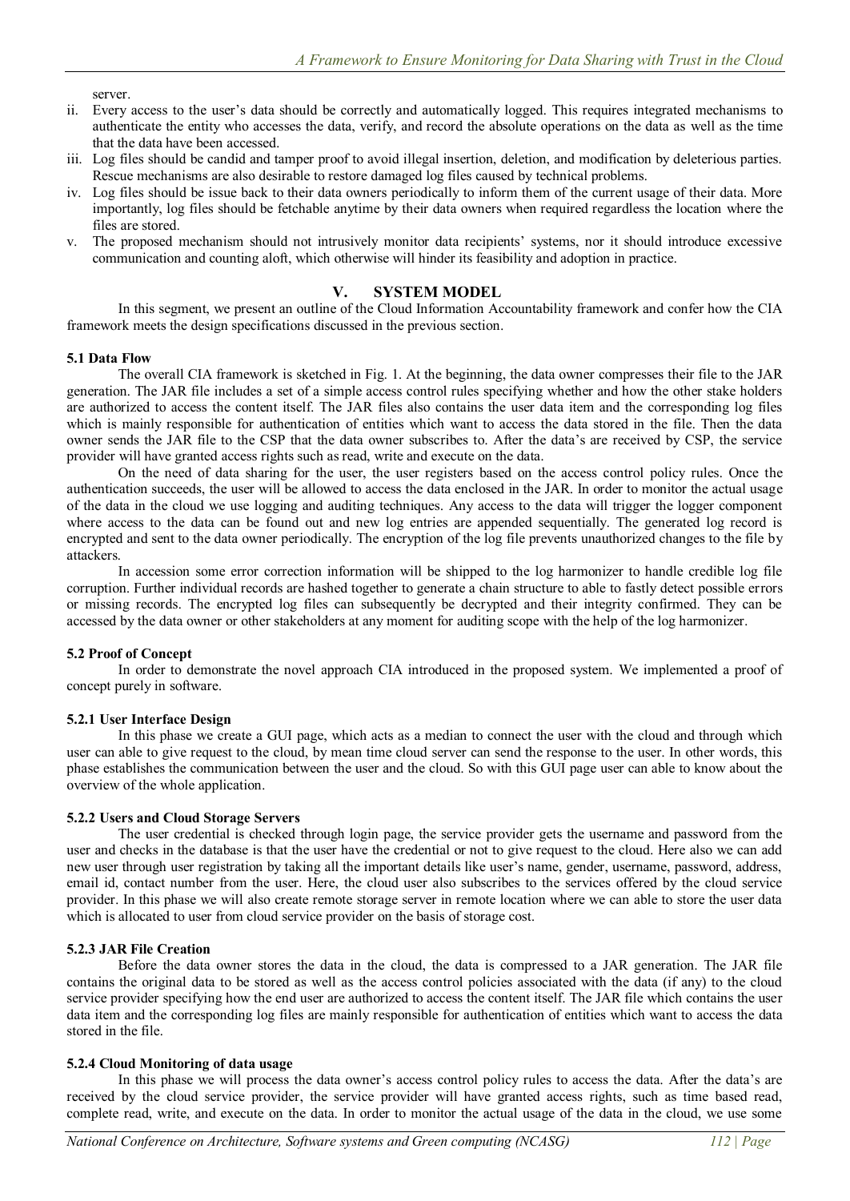server.

ii. Every access to the user's data should be correctly and automatically logged. This requires integrated mechanisms to authenticate the entity who accesses the data, verify, and record the absolute operations on the data as well as the time that the data have been accessed.
iii. Log files should be candid and tamper proof to avoid illegal insertion, deletion, and modification by deleterious parties. Rescue mechanisms are also desirable to restore damaged log files caused by technical problems.
iv. Log files should be issue back to their data owners periodically to inform them of the current usage of their data. More importantly, log files should be fetchable anytime by their data owners when required regardless the location where the files are stored.
v. The proposed mechanism should not intrusively monitor data recipients' systems, nor it should introduce excessive communication and counting aloft, which otherwise will hinder its feasibility and adoption in practice.

## V. SYSTEM MODEL

In this segment, we present an outline of the Cloud Information Accountability framework and confer how the CIA framework meets the design specifications discussed in the previous section.

### 5.1 Data Flow

The overall CIA framework is sketched in Fig. 1. At the beginning, the data owner compresses their file to the JAR generation. The JAR file includes a set of a simple access control rules specifying whether and how the other stake holders are authorized to access the content itself. The JAR files also contains the user data item and the corresponding log files which is mainly responsible for authentication of entities which want to access the data stored in the file. Then the data owner sends the JAR file to the CSP that the data owner subscribes to. After the data's are received by CSP, the service provider will have granted access rights such as read, write and execute on the data.

On the need of data sharing for the user, the user registers based on the access control policy rules. Once the authentication succeeds, the user will be allowed to access the data enclosed in the JAR. In order to monitor the actual usage of the data in the cloud we use logging and auditing techniques. Any access to the data will trigger the logger component where access to the data can be found out and new log entries are appended sequentially. The generated log record is encrypted and sent to the data owner periodically. The encryption of the log file prevents unauthorized changes to the file by attackers.

In accession some error correction information will be shipped to the log harmonizer to handle credible log file corruption. Further individual records are hashed together to generate a chain structure to able to fastly detect possible errors or missing records. The encrypted log files can subsequently be decrypted and their integrity confirmed. They can be accessed by the data owner or other stakeholders at any moment for auditing scope with the help of the log harmonizer.

### 5.2 Proof of Concept

In order to demonstrate the novel approach CIA introduced in the proposed system. We implemented a proof of concept purely in software.

#### 5.2.1 User Interface Design

In this phase we create a GUI page, which acts as a median to connect the user with the cloud and through which user can able to give request to the cloud, by mean time cloud server can send the response to the user. In other words, this phase establishes the communication between the user and the cloud. So with this GUI page user can able to know about the overview of the whole application.

#### 5.2.2 Users and Cloud Storage Servers

The user credential is checked through login page, the service provider gets the username and password from the user and checks in the database is that the user have the credential or not to give request to the cloud. Here also we can add new user through user registration by taking all the important details like user's name, gender, username, password, address, email id, contact number from the user. Here, the cloud user also subscribes to the services offered by the cloud service provider. In this phase we will also create remote storage server in remote location where we can able to store the user data which is allocated to user from cloud service provider on the basis of storage cost.

#### 5.2.3 JAR File Creation

Before the data owner stores the data in the cloud, the data is compressed to a JAR generation. The JAR file contains the original data to be stored as well as the access control policies associated with the data (if any) to the cloud service provider specifying how the end user are authorized to access the content itself. The JAR file which contains the user data item and the corresponding log files are mainly responsible for authentication of entities which want to access the data stored in the file.

#### 5.2.4 Cloud Monitoring of data usage

In this phase we will process the data owner's access control policy rules to access the data. After the data's are received by the cloud service provider, the service provider will have granted access rights, such as time based read, complete read, write, and execute on the data. In order to monitor the actual usage of the data in the cloud, we use some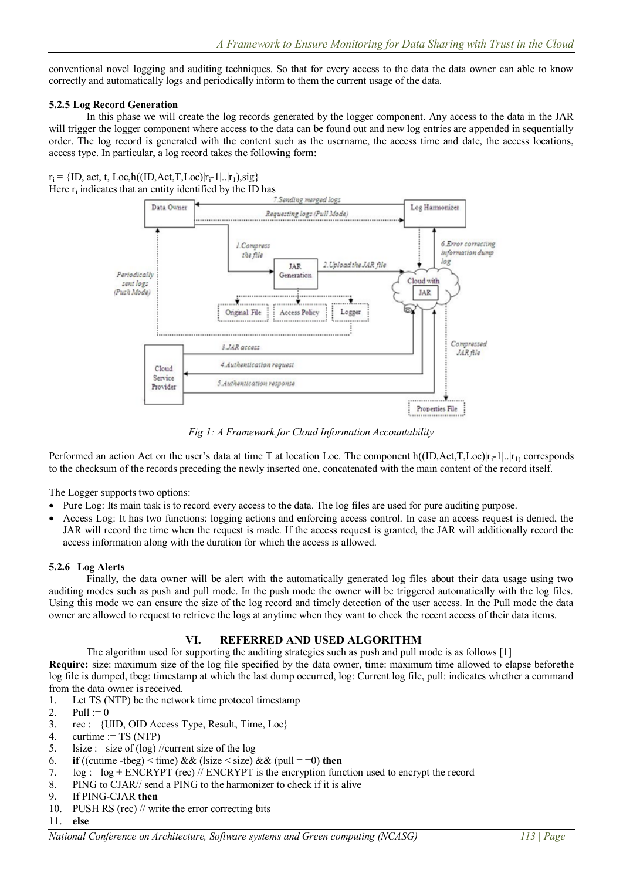conventional novel logging and auditing techniques. So that for every access to the data the data owner can able to know correctly and automatically logs and periodically inform to them the current usage of the data.

### 5.2.5 Log Record Generation

In this phase we will create the log records generated by the logger component. Any access to the data in the JAR will trigger the logger component where access to the data can be found out and new log entries are appended in sequentially order. The log record is generated with the content such as the username, the access time and date, the access locations, access type. In particular, a log record takes the following form:

$r_i$ = {ID, act, t, Loc,h((ID,Act,T,Loc)|$r_i$-1|..|$r_1$),sig}

Here $r_i$ indicates that an entity identified by the ID has

Data Owner
7.Sending merged logs
Log Harmonizer
Requesting logs (Pull Mode)
1.Compress the file
6.Error correcting information dump log
JAR Generation
2.Upload the JAR file
Cloud with JAR
Periodically sent logs (Push Mode)
Original File
Access Policy
Logger
3.JAR access
Compressed JAR file
Cloud Service Provider
4.Authentication request
5.Authentication response
Properties File

*Fig 1: A Framework for Cloud Information Accountability*

Performed an action Act on the user's data at time T at location Loc. The component h((ID,Act,T,Loc)|$r_i$-1|..|$r_1$) corresponds to the checksum of the records preceding the newly inserted one, concatenated with the main content of the record itself.

The Logger supports two options:

- Pure Log: Its main task is to record every access to the data. The log files are used for pure auditing purpose.
- Access Log: It has two functions: logging actions and enforcing access control. In case an access request is denied, the JAR will record the time when the request is made. If the access request is granted, the JAR will additionally record the access information along with the duration for which the access is allowed.

### 5.2.6 Log Alerts

Finally, the data owner will be alert with the automatically generated log files about their data usage using two auditing modes such as push and pull mode. In the push mode the owner will be triggered automatically with the log files. Using this mode we can ensure the size of the log record and timely detection of the user access. In the Pull mode the data owner are allowed to request to retrieve the logs at anytime when they want to check the recent access of their data items.

## VI. REFERRED AND USED ALGORITHM

The algorithm used for supporting the auditing strategies such as push and pull mode is as follows [1]

**Require:** size: maximum size of the log file specified by the data owner, time: maximum time allowed to elapse beforethe log file is dumped, tbeg: timestamp at which the last dump occurred, log: Current log file, pull: indicates whether a command from the data owner is received.

1. Let TS (NTP) be the network time protocol timestamp
2. Pull := 0
3. rec := {UID, OID Access Type, Result, Time, Loc}
4. curtime := TS (NTP)
5. lsize := size of (log) //current size of the log
6. **if** ((cutime -tbeg) < time) && (lsize < size) && (pull = =0) **then**
7. log := log + ENCRYPT (rec) // ENCRYPT is the encryption function used to encrypt the record
8. PING to CJAR// send a PING to the harmonizer to check if it is alive
9. If PING-CJAR **then**
10. PUSH RS (rec) // write the error correcting bits
11. **else**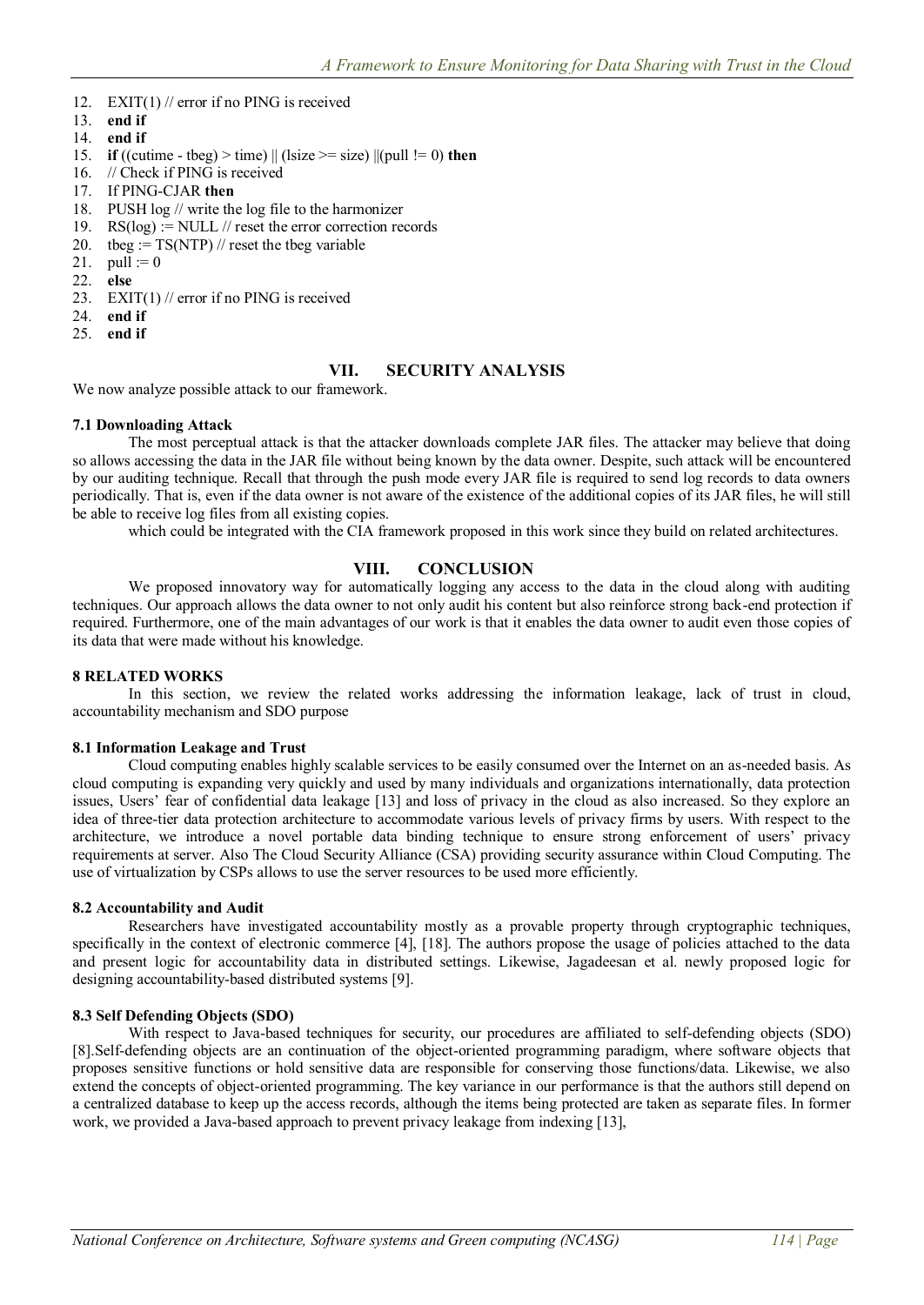12. EXIT(1) // error if no PING is received
13. **end if**
14. **end if**
15. **if** ((cutime - tbeg) > time) || (lsize >= size) ||(pull != 0) **then**
16. // Check if PING is received
17. If PING-CJAR **then**
18. PUSH log // write the log file to the harmonizer
19. RS(log) := NULL // reset the error correction records
20. tbeg := TS(NTP) // reset the tbeg variable
21. pull := 0
22. **else**
23. EXIT(1) // error if no PING is received
24. **end if**
25. **end if**

## VII. SECURITY ANALYSIS

We now analyze possible attack to our framework.

### 7.1 Downloading Attack

The most perceptual attack is that the attacker downloads complete JAR files. The attacker may believe that doing so allows accessing the data in the JAR file without being known by the data owner. Despite, such attack will be encountered by our auditing technique. Recall that through the push mode every JAR file is required to send log records to data owners periodically. That is, even if the data owner is not aware of the existence of the additional copies of its JAR files, he will still be able to receive log files from all existing copies.

which could be integrated with the CIA framework proposed in this work since they build on related architectures.

## VIII. CONCLUSION

We proposed innovatory way for automatically logging any access to the data in the cloud along with auditing techniques. Our approach allows the data owner to not only audit his content but also reinforce strong back-end protection if required. Furthermore, one of the main advantages of our work is that it enables the data owner to audit even those copies of its data that were made without his knowledge.

## 8 RELATED WORKS

In this section, we review the related works addressing the information leakage, lack of trust in cloud, accountability mechanism and SDO purpose

### 8.1 Information Leakage and Trust

Cloud computing enables highly scalable services to be easily consumed over the Internet on an as-needed basis. As cloud computing is expanding very quickly and used by many individuals and organizations internationally, data protection issues, Users' fear of confidential data leakage [13] and loss of privacy in the cloud as also increased. So they explore an idea of three-tier data protection architecture to accommodate various levels of privacy firms by users. With respect to the architecture, we introduce a novel portable data binding technique to ensure strong enforcement of users' privacy requirements at server. Also The Cloud Security Alliance (CSA) providing security assurance within Cloud Computing. The use of virtualization by CSPs allows to use the server resources to be used more efficiently.

### 8.2 Accountability and Audit

Researchers have investigated accountability mostly as a provable property through cryptographic techniques, specifically in the context of electronic commerce [4], [18]. The authors propose the usage of policies attached to the data and present logic for accountability data in distributed settings. Likewise, Jagadeesan et al. newly proposed logic for designing accountability-based distributed systems [9].

### 8.3 Self Defending Objects (SDO)

With respect to Java-based techniques for security, our procedures are affiliated to self-defending objects (SDO) [8].Self-defending objects are an continuation of the object-oriented programming paradigm, where software objects that proposes sensitive functions or hold sensitive data are responsible for conserving those functions/data. Likewise, we also extend the concepts of object-oriented programming. The key variance in our performance is that the authors still depend on a centralized database to keep up the access records, although the items being protected are taken as separate files. In former work, we provided a Java-based approach to prevent privacy leakage from indexing [13],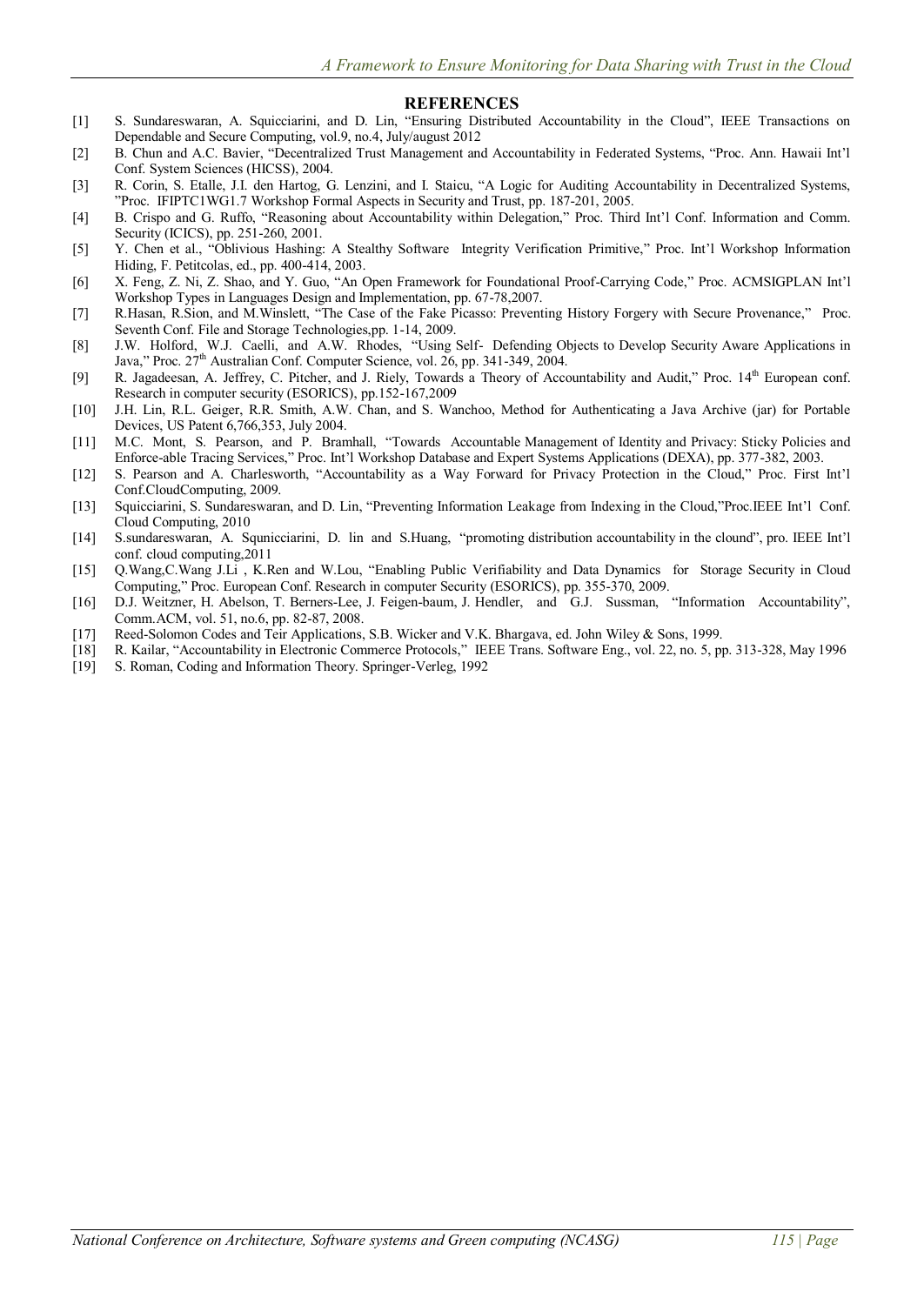## REFERENCES

[1] S. Sundareswaran, A. Squicciarini, and D. Lin, "Ensuring Distributed Accountability in the Cloud", IEEE Transactions on Dependable and Secure Computing, vol.9, no.4, July/august 2012

[2] B. Chun and A.C. Bavier, "Decentralized Trust Management and Accountability in Federated Systems, "Proc. Ann. Hawaii Int'l Conf. System Sciences (HICSS), 2004.

[3] R. Corin, S. Etalle, J.I. den Hartog, G. Lenzini, and I. Staicu, "A Logic for Auditing Accountability in Decentralized Systems, "Proc. IFIPTC1WG1.7 Workshop Formal Aspects in Security and Trust, pp. 187-201, 2005.

[4] B. Crispo and G. Ruffo, "Reasoning about Accountability within Delegation," Proc. Third Int'l Conf. Information and Comm. Security (ICICS), pp. 251-260, 2001.

[5] Y. Chen et al., "Oblivious Hashing: A Stealthy Software Integrity Verification Primitive," Proc. Int'l Workshop Information Hiding, F. Petitcolas, ed., pp. 400-414, 2003.

[6] X. Feng, Z. Ni, Z. Shao, and Y. Guo, "An Open Framework for Foundational Proof-Carrying Code," Proc. ACMSIGPLAN Int'l Workshop Types in Languages Design and Implementation, pp. 67-78,2007.

[7] R.Hasan, R.Sion, and M.Winslett, "The Case of the Fake Picasso: Preventing History Forgery with Secure Provenance," Proc. Seventh Conf. File and Storage Technologies,pp. 1-14, 2009.

[8] J.W. Holford, W.J. Caelli, and A.W. Rhodes, "Using Self- Defending Objects to Develop Security Aware Applications in Java," Proc. 27th Australian Conf. Computer Science, vol. 26, pp. 341-349, 2004.

[9] R. Jagadeesan, A. Jeffrey, C. Pitcher, and J. Riely, Towards a Theory of Accountability and Audit," Proc. 14th European conf. Research in computer security (ESORICS), pp.152-167,2009

[10] J.H. Lin, R.L. Geiger, R.R. Smith, A.W. Chan, and S. Wanchoo, Method for Authenticating a Java Archive (jar) for Portable Devices, US Patent 6,766,353, July 2004.

[11] M.C. Mont, S. Pearson, and P. Bramhall, "Towards Accountable Management of Identity and Privacy: Sticky Policies and Enforce-able Tracing Services," Proc. Int'l Workshop Database and Expert Systems Applications (DEXA), pp. 377-382, 2003.

[12] S. Pearson and A. Charlesworth, "Accountability as a Way Forward for Privacy Protection in the Cloud," Proc. First Int'l Conf.CloudComputing, 2009.

[13] Squicciarini, S. Sundareswaran, and D. Lin, "Preventing Information Leakage from Indexing in the Cloud,"Proc.IEEE Int'l Conf. Cloud Computing, 2010

[14] S.sundareswaran, A. Squnicciarini, D. lin and S.Huang, "promoting distribution accountability in the clound", pro. IEEE Int'l conf. cloud computing,2011

[15] Q.Wang,C.Wang J.Li , K.Ren and W.Lou, "Enabling Public Verifiability and Data Dynamics for Storage Security in Cloud Computing," Proc. European Conf. Research in computer Security (ESORICS), pp. 355-370, 2009.

[16] D.J. Weitzner, H. Abelson, T. Berners-Lee, J. Feigen-baum, J. Hendler, and G.J. Sussman, "Information Accountability", Comm.ACM, vol. 51, no.6, pp. 82-87, 2008.

[17] Reed-Solomon Codes and Teir Applications, S.B. Wicker and V.K. Bhargava, ed. John Wiley & Sons, 1999.

[18] R. Kailar, "Accountability in Electronic Commerce Protocols," IEEE Trans. Software Eng., vol. 22, no. 5, pp. 313-328, May 1996

[19] S. Roman, Coding and Information Theory. Springer-Verleg, 1992